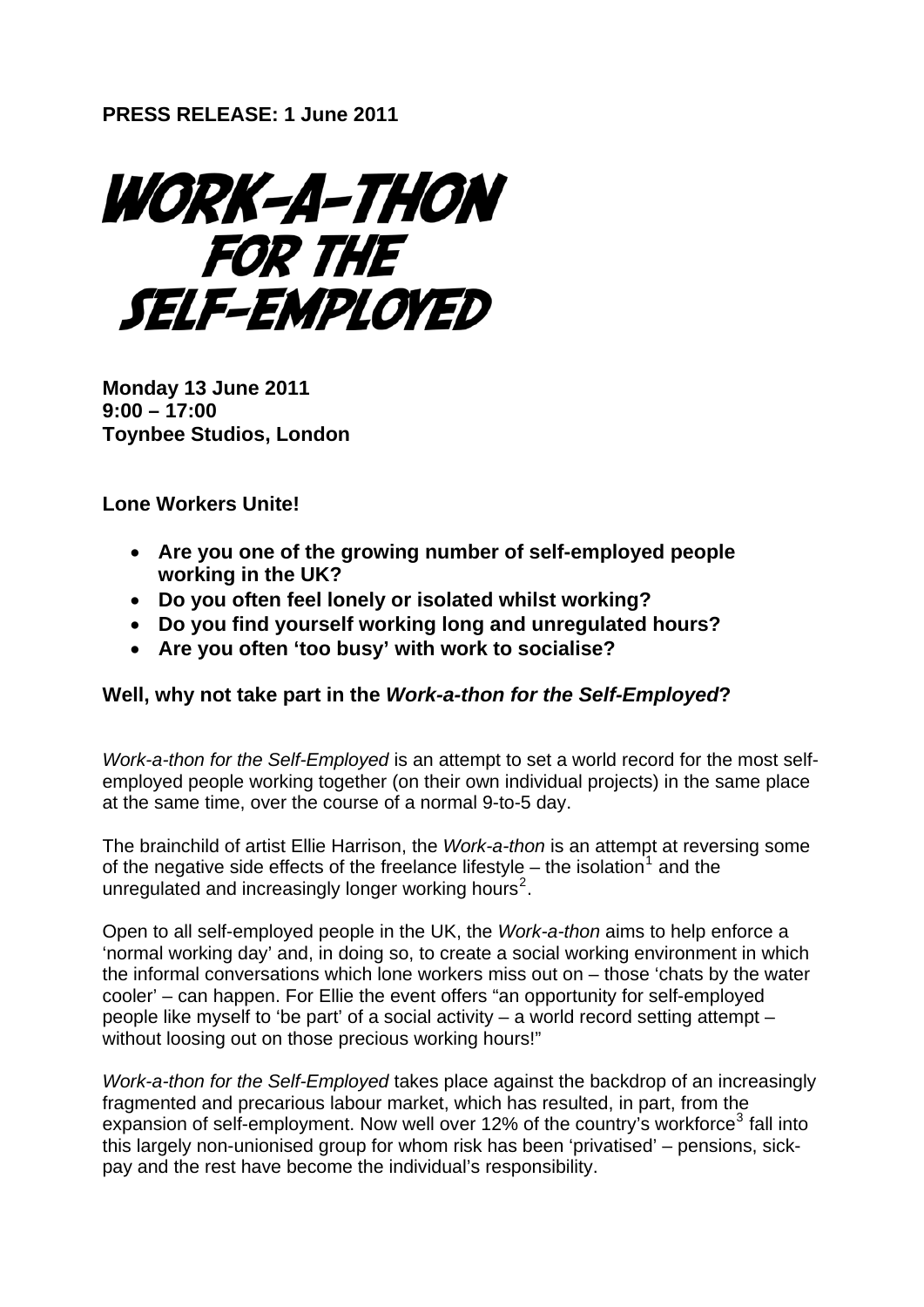**PRESS RELEASE: 1 June 2011**

# WORK-A-THON FOR THE SELF-EMPLOYED

**Monday 13 June 2011**
**9:00 – 17:00**
**Toynbee Studios, London**

**Lone Workers Unite!**

- **Are you one of the growing number of self-employed people working in the UK?**
- **Do you often feel lonely or isolated whilst working?**
- **Do you find yourself working long and unregulated hours?**
- **Are you often 'too busy' with work to socialise?**

## Well, why not take part in the *Work-a-thon for the Self-Employed*?

*Work-a-thon for the Self-Employed* is an attempt to set a world record for the most self-employed people working together (on their own individual projects) in the same place at the same time, over the course of a normal 9-to-5 day.

The brainchild of artist Ellie Harrison, the *Work-a-thon* is an attempt at reversing some of the negative side effects of the freelance lifestyle – the isolation[1] and the unregulated and increasingly longer working hours[2].

Open to all self-employed people in the UK, the *Work-a-thon* aims to help enforce a 'normal working day' and, in doing so, to create a social working environment in which the informal conversations which lone workers miss out on – those 'chats by the water cooler' – can happen. For Ellie the event offers "an opportunity for self-employed people like myself to 'be part' of a social activity – a world record setting attempt – without loosing out on those precious working hours!"

*Work-a-thon for the Self-Employed* takes place against the backdrop of an increasingly fragmented and precarious labour market, which has resulted, in part, from the expansion of self-employment. Now well over 12% of the country's workforce[3] fall into this largely non-unionised group for whom risk has been 'privatised' – pensions, sick-pay and the rest have become the individual's responsibility.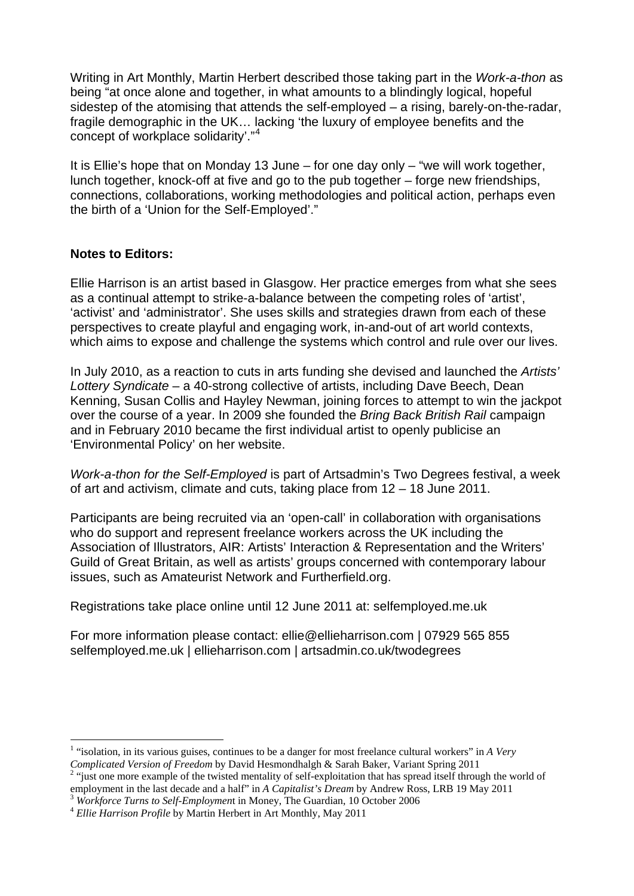Writing in Art Monthly, Martin Herbert described those taking part in the *Work-a-thon* as being "at once alone and together, in what amounts to a blindingly logical, hopeful sidestep of the atomising that attends the self-employed – a rising, barely-on-the-radar, fragile demographic in the UK… lacking 'the luxury of employee benefits and the concept of workplace solidarity'."[4]

It is Ellie's hope that on Monday 13 June – for one day only – "we will work together, lunch together, knock-off at five and go to the pub together – forge new friendships, connections, collaborations, working methodologies and political action, perhaps even the birth of a 'Union for the Self-Employed'."

**Notes to Editors:**

Ellie Harrison is an artist based in Glasgow. Her practice emerges from what she sees as a continual attempt to strike-a-balance between the competing roles of 'artist', 'activist' and 'administrator'. She uses skills and strategies drawn from each of these perspectives to create playful and engaging work, in-and-out of art world contexts, which aims to expose and challenge the systems which control and rule over our lives.

In July 2010, as a reaction to cuts in arts funding she devised and launched the *Artists' Lottery Syndicate* – a 40-strong collective of artists, including Dave Beech, Dean Kenning, Susan Collis and Hayley Newman, joining forces to attempt to win the jackpot over the course of a year. In 2009 she founded the *Bring Back British Rail* campaign and in February 2010 became the first individual artist to openly publicise an 'Environmental Policy' on her website.

*Work-a-thon for the Self-Employed* is part of Artsadmin's Two Degrees festival, a week of art and activism, climate and cuts, taking place from 12 – 18 June 2011.

Participants are being recruited via an 'open-call' in collaboration with organisations who do support and represent freelance workers across the UK including the Association of Illustrators, AIR: Artists' Interaction & Representation and the Writers' Guild of Great Britain, as well as artists' groups concerned with contemporary labour issues, such as Amateurist Network and Furtherfield.org.

Registrations take place online until 12 June 2011 at: selfemployed.me.uk

For more information please contact: ellie@ellieharrison.com | 07929 565 855
selfemployed.me.uk | ellieharrison.com | artsadmin.co.uk/twodegrees

---

[1] "isolation, in its various guises, continues to be a danger for most freelance cultural workers" in *A Very Complicated Version of Freedom* by David Hesmondhalgh & Sarah Baker, Variant Spring 2011

[2] "just one more example of the twisted mentality of self-exploitation that has spread itself through the world of employment in the last decade and a half" in *A Capitalist's Dream* by Andrew Ross, LRB 19 May 2011

[3] *Workforce Turns to Self-Employment* in Money, The Guardian, 10 October 2006

[4] *Ellie Harrison Profile* by Martin Herbert in Art Monthly, May 2011